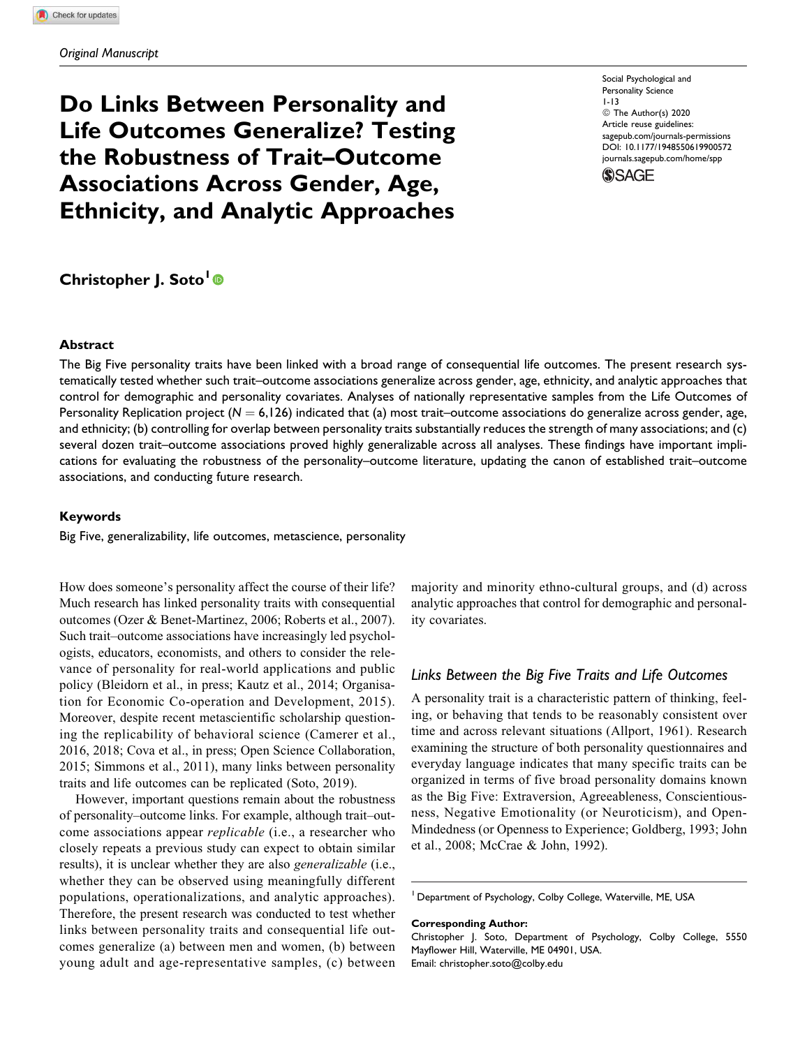*Original Manuscript*

# Do Links Between Personality and Life Outcomes Generalize? Testing the Robustness of Trait–Outcome Associations Across Gender, Age, Ethnicity, and Analytic Approaches

Social Psychological and Personality Science
1-13
© The Author(s) 2020
Article reuse guidelines:
sagepub.com/journals-permissions
DOI: 10.1177/1948550619900572
journals.sagepub.com/home/spp

**Christopher J. Soto**[1]

## Abstract

The Big Five personality traits have been linked with a broad range of consequential life outcomes. The present research systematically tested whether such trait–outcome associations generalize across gender, age, ethnicity, and analytic approaches that control for demographic and personality covariates. Analyses of nationally representative samples from the Life Outcomes of Personality Replication project ($N = 6{,}126$) indicated that (a) most trait–outcome associations do generalize across gender, age, and ethnicity; (b) controlling for overlap between personality traits substantially reduces the strength of many associations; and (c) several dozen trait–outcome associations proved highly generalizable across all analyses. These findings have important implications for evaluating the robustness of the personality–outcome literature, updating the canon of established trait–outcome associations, and conducting future research.

## Keywords

Big Five, generalizability, life outcomes, metascience, personality

How does someone's personality affect the course of their life? Much research has linked personality traits with consequential outcomes (Ozer & Benet-Martinez, 2006; Roberts et al., 2007). Such trait–outcome associations have increasingly led psychologists, educators, economists, and others to consider the relevance of personality for real-world applications and public policy (Bleidorn et al., in press; Kautz et al., 2014; Organisation for Economic Co-operation and Development, 2015). Moreover, despite recent metascientific scholarship questioning the replicability of behavioral science (Camerer et al., 2016, 2018; Cova et al., in press; Open Science Collaboration, 2015; Simmons et al., 2011), many links between personality traits and life outcomes can be replicated (Soto, 2019).

However, important questions remain about the robustness of personality–outcome links. For example, although trait–outcome associations appear *replicable* (i.e., a researcher who closely repeats a previous study can expect to obtain similar results), it is unclear whether they are also *generalizable* (i.e., whether they can be observed using meaningfully different populations, operationalizations, and analytic approaches). Therefore, the present research was conducted to test whether links between personality traits and consequential life outcomes generalize (a) between men and women, (b) between young adult and age-representative samples, (c) between majority and minority ethno-cultural groups, and (d) across analytic approaches that control for demographic and personality covariates.

### Links Between the Big Five Traits and Life Outcomes

A personality trait is a characteristic pattern of thinking, feeling, or behaving that tends to be reasonably consistent over time and across relevant situations (Allport, 1961). Research examining the structure of both personality questionnaires and everyday language indicates that many specific traits can be organized in terms of five broad personality domains known as the Big Five: Extraversion, Agreeableness, Conscientiousness, Negative Emotionality (or Neuroticism), and Open-Mindedness (or Openness to Experience; Goldberg, 1993; John et al., 2008; McCrae & John, 1992).

[1] Department of Psychology, Colby College, Waterville, ME, USA

**Corresponding Author:**
Christopher J. Soto, Department of Psychology, Colby College, 5550 Mayflower Hill, Waterville, ME 04901, USA.
Email: christopher.soto@colby.edu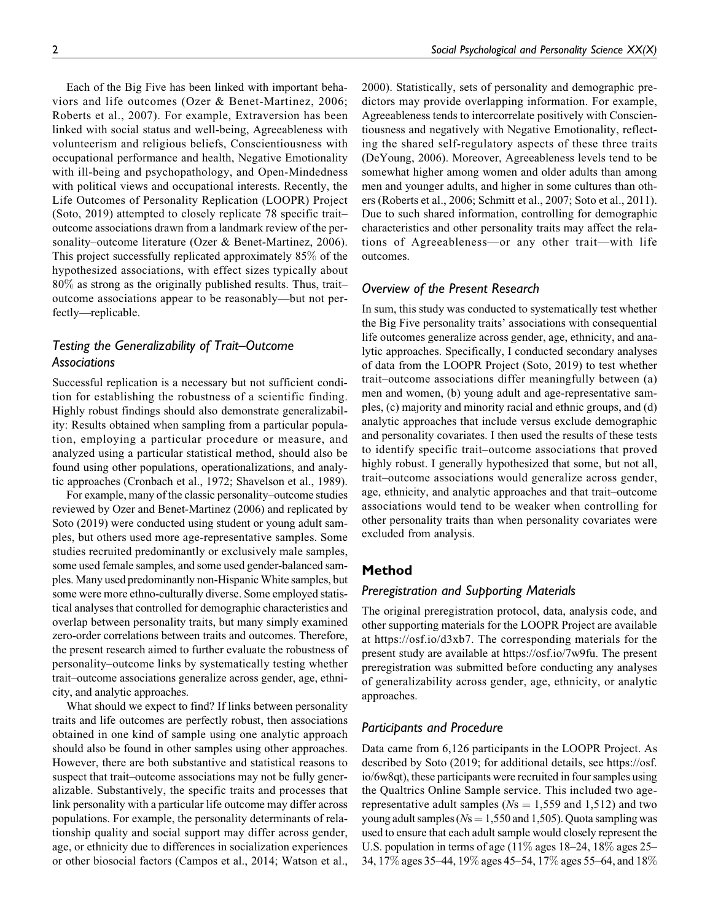Each of the Big Five has been linked with important behaviors and life outcomes (Ozer & Benet-Martinez, 2006; Roberts et al., 2007). For example, Extraversion has been linked with social status and well-being, Agreeableness with volunteerism and religious beliefs, Conscientiousness with occupational performance and health, Negative Emotionality with ill-being and psychopathology, and Open-Mindedness with political views and occupational interests. Recently, the Life Outcomes of Personality Replication (LOOPR) Project (Soto, 2019) attempted to closely replicate 78 specific trait–outcome associations drawn from a landmark review of the personality–outcome literature (Ozer & Benet-Martinez, 2006). This project successfully replicated approximately 85% of the hypothesized associations, with effect sizes typically about 80% as strong as the originally published results. Thus, trait–outcome associations appear to be reasonably—but not perfectly—replicable.

### Testing the Generalizability of Trait–Outcome Associations

Successful replication is a necessary but not sufficient condition for establishing the robustness of a scientific finding. Highly robust findings should also demonstrate generalizability: Results obtained when sampling from a particular population, employing a particular procedure or measure, and analyzed using a particular statistical method, should also be found using other populations, operationalizations, and analytic approaches (Cronbach et al., 1972; Shavelson et al., 1989).

For example, many of the classic personality–outcome studies reviewed by Ozer and Benet-Martinez (2006) and replicated by Soto (2019) were conducted using student or young adult samples, but others used more age-representative samples. Some studies recruited predominantly or exclusively male samples, some used female samples, and some used gender-balanced samples. Many used predominantly non-Hispanic White samples, but some were more ethno-culturally diverse. Some employed statistical analyses that controlled for demographic characteristics and overlap between personality traits, but many simply examined zero-order correlations between traits and outcomes. Therefore, the present research aimed to further evaluate the robustness of personality–outcome links by systematically testing whether trait–outcome associations generalize across gender, age, ethnicity, and analytic approaches.

What should we expect to find? If links between personality traits and life outcomes are perfectly robust, then associations obtained in one kind of sample using one analytic approach should also be found in other samples using other approaches. However, there are both substantive and statistical reasons to suspect that trait–outcome associations may not be fully generalizable. Substantively, the specific traits and processes that link personality with a particular life outcome may differ across populations. For example, the personality determinants of relationship quality and social support may differ across gender, age, or ethnicity due to differences in socialization experiences or other biosocial factors (Campos et al., 2014; Watson et al., 2000). Statistically, sets of personality and demographic predictors may provide overlapping information. For example, Agreeableness tends to intercorrelate positively with Conscientiousness and negatively with Negative Emotionality, reflecting the shared self-regulatory aspects of these three traits (DeYoung, 2006). Moreover, Agreeableness levels tend to be somewhat higher among women and older adults than among men and younger adults, and higher in some cultures than others (Roberts et al., 2006; Schmitt et al., 2007; Soto et al., 2011). Due to such shared information, controlling for demographic characteristics and other personality traits may affect the relations of Agreeableness—or any other trait—with life outcomes.

### Overview of the Present Research

In sum, this study was conducted to systematically test whether the Big Five personality traits' associations with consequential life outcomes generalize across gender, age, ethnicity, and analytic approaches. Specifically, I conducted secondary analyses of data from the LOOPR Project (Soto, 2019) to test whether trait–outcome associations differ meaningfully between (a) men and women, (b) young adult and age-representative samples, (c) majority and minority racial and ethnic groups, and (d) analytic approaches that include versus exclude demographic and personality covariates. I then used the results of these tests to identify specific trait–outcome associations that proved highly robust. I generally hypothesized that some, but not all, trait–outcome associations would generalize across gender, age, ethnicity, and analytic approaches and that trait–outcome associations would tend to be weaker when controlling for other personality traits than when personality covariates were excluded from analysis.

## Method

### Preregistration and Supporting Materials

The original preregistration protocol, data, analysis code, and other supporting materials for the LOOPR Project are available at https://osf.io/d3xb7. The corresponding materials for the present study are available at https://osf.io/7w9fu. The present preregistration was submitted before conducting any analyses of generalizability across gender, age, ethnicity, or analytic approaches.

### Participants and Procedure

Data came from 6,126 participants in the LOOPR Project. As described by Soto (2019; for additional details, see https://osf.io/6w8qt), these participants were recruited in four samples using the Qualtrics Online Sample service. This included two age-representative adult samples ($N$s = 1,559 and 1,512) and two young adult samples ($N$s = 1,550 and 1,505). Quota sampling was used to ensure that each adult sample would closely represent the U.S. population in terms of age (11% ages 18–24, 18% ages 25–34, 17% ages 35–44, 19% ages 45–54, 17% ages 55–64, and 18%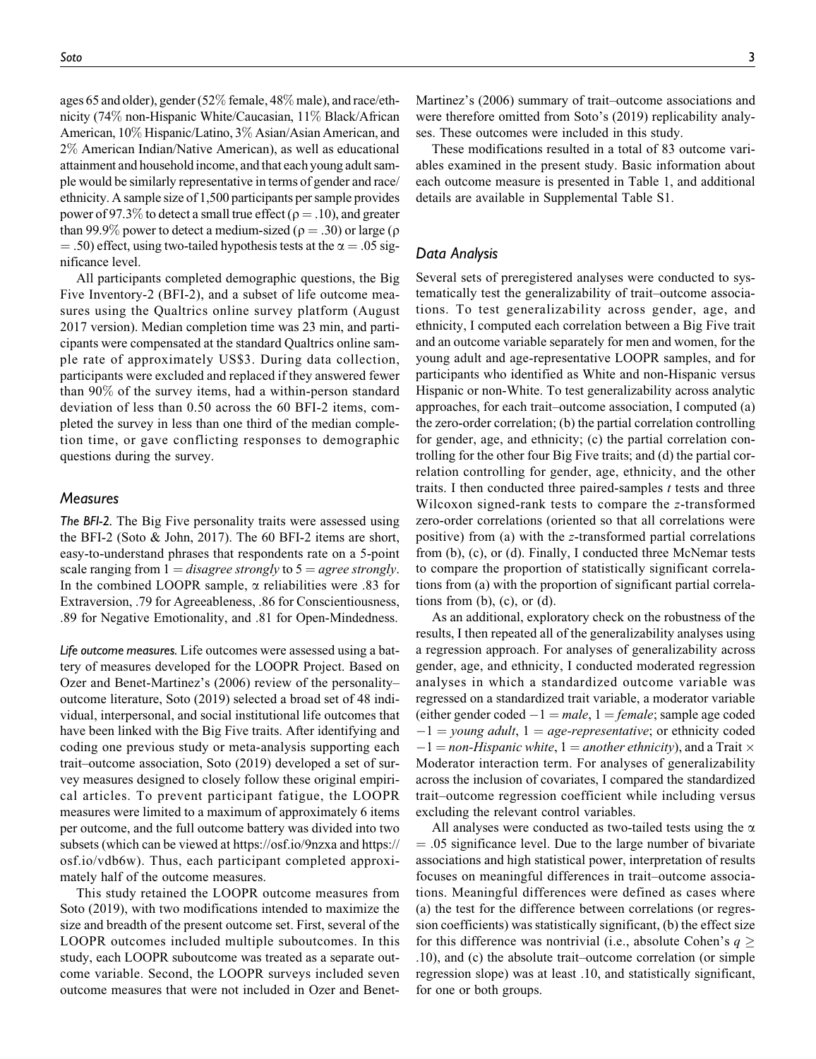ages 65 and older), gender (52% female, 48% male), and race/ethnicity (74% non-Hispanic White/Caucasian, 11% Black/African American, 10% Hispanic/Latino, 3% Asian/Asian American, and 2% American Indian/Native American), as well as educational attainment and household income, and that each young adult sample would be similarly representative in terms of gender and race/ethnicity. A sample size of 1,500 participants per sample provides power of 97.3% to detect a small true effect ($\rho = .10$), and greater than 99.9% power to detect a medium-sized ($\rho = .30$) or large ($\rho = .50$) effect, using two-tailed hypothesis tests at the $\alpha = .05$ significance level.

All participants completed demographic questions, the Big Five Inventory-2 (BFI-2), and a subset of life outcome measures using the Qualtrics online survey platform (August 2017 version). Median completion time was 23 min, and participants were compensated at the standard Qualtrics online sample rate of approximately US$3. During data collection, participants were excluded and replaced if they answered fewer than 90% of the survey items, had a within-person standard deviation of less than 0.50 across the 60 BFI-2 items, completed the survey in less than one third of the median completion time, or gave conflicting responses to demographic questions during the survey.

### Measures

*The BFI-2.* The Big Five personality traits were assessed using the BFI-2 (Soto & John, 2017). The 60 BFI-2 items are short, easy-to-understand phrases that respondents rate on a 5-point scale ranging from 1 = *disagree strongly* to 5 = *agree strongly*. In the combined LOOPR sample, $\alpha$ reliabilities were .83 for Extraversion, .79 for Agreeableness, .86 for Conscientiousness, .89 for Negative Emotionality, and .81 for Open-Mindedness.

*Life outcome measures.* Life outcomes were assessed using a battery of measures developed for the LOOPR Project. Based on Ozer and Benet-Martinez's (2006) review of the personality–outcome literature, Soto (2019) selected a broad set of 48 individual, interpersonal, and social institutional life outcomes that have been linked with the Big Five traits. After identifying and coding one previous study or meta-analysis supporting each trait–outcome association, Soto (2019) developed a set of survey measures designed to closely follow these original empirical articles. To prevent participant fatigue, the LOOPR measures were limited to a maximum of approximately 6 items per outcome, and the full outcome battery was divided into two subsets (which can be viewed at https://osf.io/9nzxa and https://osf.io/vdb6w). Thus, each participant completed approximately half of the outcome measures.

This study retained the LOOPR outcome measures from Soto (2019), with two modifications intended to maximize the size and breadth of the present outcome set. First, several of the LOOPR outcomes included multiple suboutcomes. In this study, each LOOPR suboutcome was treated as a separate outcome variable. Second, the LOOPR surveys included seven outcome measures that were not included in Ozer and Benet-Martinez's (2006) summary of trait–outcome associations and were therefore omitted from Soto's (2019) replicability analyses. These outcomes were included in this study.

These modifications resulted in a total of 83 outcome variables examined in the present study. Basic information about each outcome measure is presented in Table 1, and additional details are available in Supplemental Table S1.

### Data Analysis

Several sets of preregistered analyses were conducted to systematically test the generalizability of trait–outcome associations. To test generalizability across gender, age, and ethnicity, I computed each correlation between a Big Five trait and an outcome variable separately for men and women, for the young adult and age-representative LOOPR samples, and for participants who identified as White and non-Hispanic versus Hispanic or non-White. To test generalizability across analytic approaches, for each trait–outcome association, I computed (a) the zero-order correlation; (b) the partial correlation controlling for gender, age, and ethnicity; (c) the partial correlation controlling for the other four Big Five traits; and (d) the partial correlation controlling for gender, age, ethnicity, and the other traits. I then conducted three paired-samples *t* tests and three Wilcoxon signed-rank tests to compare the *z*-transformed zero-order correlations (oriented so that all correlations were positive) from (a) with the *z*-transformed partial correlations from (b), (c), or (d). Finally, I conducted three McNemar tests to compare the proportion of statistically significant correlations from (a) with the proportion of significant partial correlations from (b), (c), or (d).

As an additional, exploratory check on the robustness of the results, I then repeated all of the generalizability analyses using a regression approach. For analyses of generalizability across gender, age, and ethnicity, I conducted moderated regression analyses in which a standardized outcome variable was regressed on a standardized trait variable, a moderator variable (either gender coded $-1$ = *male*, 1 = *female*; sample age coded $-1$ = *young adult*, 1 = *age-representative*; or ethnicity coded $-1$ = *non-Hispanic white*, 1 = *another ethnicity*), and a Trait × Moderator interaction term. For analyses of generalizability across the inclusion of covariates, I compared the standardized trait–outcome regression coefficient while including versus excluding the relevant control variables.

All analyses were conducted as two-tailed tests using the $\alpha = .05$ significance level. Due to the large number of bivariate associations and high statistical power, interpretation of results focuses on meaningful differences in trait–outcome associations. Meaningful differences were defined as cases where (a) the test for the difference between correlations (or regression coefficients) was statistically significant, (b) the effect size for this difference was nontrivial (i.e., absolute Cohen's $q \geq .10$), and (c) the absolute trait–outcome correlation (or simple regression slope) was at least .10, and statistically significant, for one or both groups.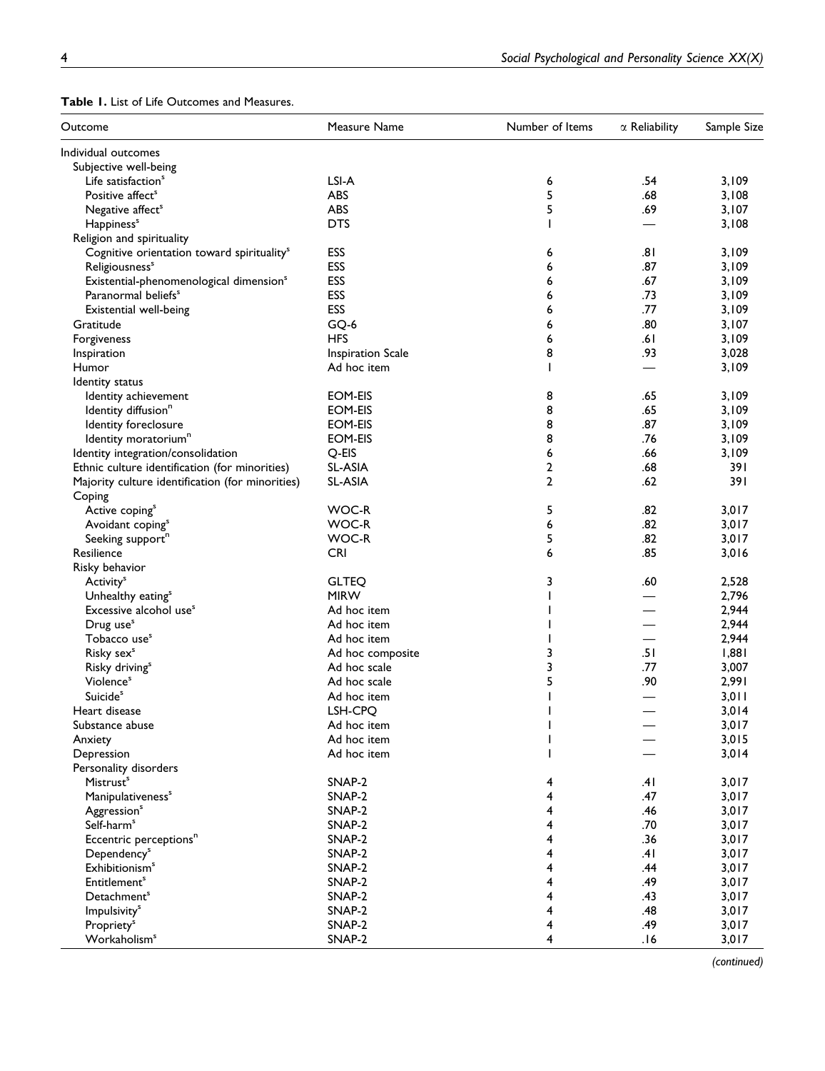**Table 1.** List of Life Outcomes and Measures.

| Outcome | Measure Name | Number of Items | α Reliability | Sample Size |
|---|---|---|---|---|
| Individual outcomes | | | | |
| Subjective well-being | | | | |
| Life satisfaction[s] | LSI-A | 6 | .54 | 3,109 |
| Positive affect[s] | ABS | 5 | .68 | 3,108 |
| Negative affect[s] | ABS | 5 | .69 | 3,107 |
| Happiness[s] | DTS | 1 | — | 3,108 |
| Religion and spirituality | | | | |
| Cognitive orientation toward spirituality[s] | ESS | 6 | .81 | 3,109 |
| Religiousness[s] | ESS | 6 | .87 | 3,109 |
| Existential-phenomenological dimension[s] | ESS | 6 | .67 | 3,109 |
| Paranormal beliefs[s] | ESS | 6 | .73 | 3,109 |
| Existential well-being | ESS | 6 | .77 | 3,109 |
| Gratitude | GQ-6 | 6 | .80 | 3,107 |
| Forgiveness | HFS | 6 | .61 | 3,109 |
| Inspiration | Inspiration Scale | 8 | .93 | 3,028 |
| Humor | Ad hoc item | 1 | — | 3,109 |
| Identity status | | | | |
| Identity achievement | EOM-EIS | 8 | .65 | 3,109 |
| Identity diffusion[n] | EOM-EIS | 8 | .65 | 3,109 |
| Identity foreclosure | EOM-EIS | 8 | .87 | 3,109 |
| Identity moratorium[n] | EOM-EIS | 8 | .76 | 3,109 |
| Identity integration/consolidation | Q-EIS | 6 | .66 | 3,109 |
| Ethnic culture identification (for minorities) | SL-ASIA | 2 | .68 | 391 |
| Majority culture identification (for minorities) | SL-ASIA | 2 | .62 | 391 |
| Coping | | | | |
| Active coping[s] | WOC-R | 5 | .82 | 3,017 |
| Avoidant coping[s] | WOC-R | 6 | .82 | 3,017 |
| Seeking support[n] | WOC-R | 5 | .82 | 3,017 |
| Resilience | CRI | 6 | .85 | 3,016 |
| Risky behavior | | | | |
| Activity[s] | GLTEQ | 3 | .60 | 2,528 |
| Unhealthy eating[s] | MIRW | 1 | — | 2,796 |
| Excessive alcohol use[s] | Ad hoc item | 1 | — | 2,944 |
| Drug use[s] | Ad hoc item | 1 | — | 2,944 |
| Tobacco use[s] | Ad hoc item | 1 | — | 2,944 |
| Risky sex[s] | Ad hoc composite | 3 | .51 | 1,881 |
| Risky driving[s] | Ad hoc scale | 3 | .77 | 3,007 |
| Violence[s] | Ad hoc scale | 5 | .90 | 2,991 |
| Suicide[s] | Ad hoc item | 1 | — | 3,011 |
| Heart disease | LSH-CPQ | 1 | — | 3,014 |
| Substance abuse | Ad hoc item | 1 | — | 3,017 |
| Anxiety | Ad hoc item | 1 | — | 3,015 |
| Depression | Ad hoc item | 1 | — | 3,014 |
| Personality disorders | | | | |
| Mistrust[s] | SNAP-2 | 4 | .41 | 3,017 |
| Manipulativeness[s] | SNAP-2 | 4 | .47 | 3,017 |
| Aggression[s] | SNAP-2 | 4 | .46 | 3,017 |
| Self-harm[s] | SNAP-2 | 4 | .70 | 3,017 |
| Eccentric perceptions[n] | SNAP-2 | 4 | .36 | 3,017 |
| Dependency[s] | SNAP-2 | 4 | .41 | 3,017 |
| Exhibitionism[s] | SNAP-2 | 4 | .44 | 3,017 |
| Entitlement[s] | SNAP-2 | 4 | .49 | 3,017 |
| Detachment[s] | SNAP-2 | 4 | .43 | 3,017 |
| Impulsivity[s] | SNAP-2 | 4 | .48 | 3,017 |
| Propriety[s] | SNAP-2 | 4 | .49 | 3,017 |
| Workaholism[s] | SNAP-2 | 4 | .16 | 3,017 |

*(continued)*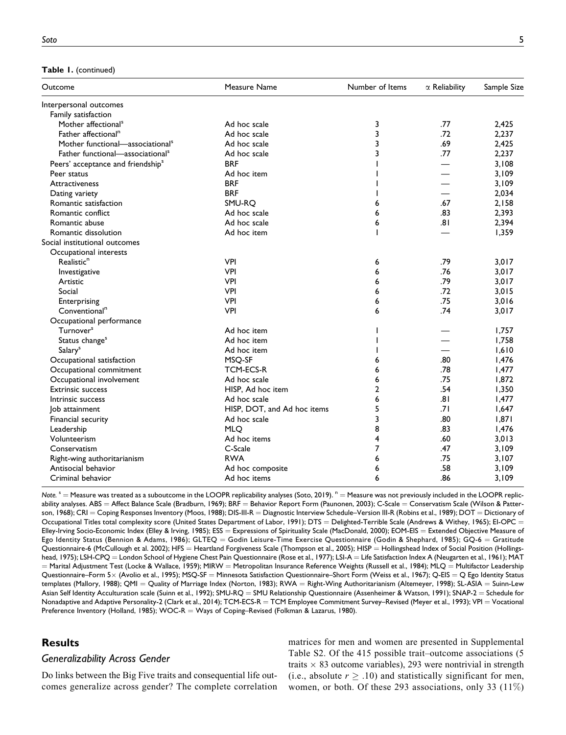**Table 1.** (continued)

| Outcome | Measure Name | Number of Items | α Reliability | Sample Size |
|---|---|---|---|---|
| Interpersonal outcomes | | | | |
| Family satisfaction | | | | |
| Mother affectional[s] | Ad hoc scale | 3 | .77 | 2,425 |
| Father affectional[n] | Ad hoc scale | 3 | .72 | 2,237 |
| Mother functional—associational[s] | Ad hoc scale | 3 | .69 | 2,425 |
| Father functional—associational[s] | Ad hoc scale | 3 | .77 | 2,237 |
| Peers' acceptance and friendship[s] | BRF | 1 | — | 3,108 |
| Peer status | Ad hoc item | 1 | — | 3,109 |
| Attractiveness | BRF | 1 | — | 3,109 |
| Dating variety | BRF | 1 | — | 2,034 |
| Romantic satisfaction | SMU-RQ | 6 | .67 | 2,158 |
| Romantic conflict | Ad hoc scale | 6 | .83 | 2,393 |
| Romantic abuse | Ad hoc scale | 6 | .81 | 2,394 |
| Romantic dissolution | Ad hoc item | 1 | — | 1,359 |
| Social institutional outcomes | | | | |
| Occupational interests | | | | |
| Realistic[n] | VPI | 6 | .79 | 3,017 |
| Investigative | VPI | 6 | .76 | 3,017 |
| Artistic | VPI | 6 | .79 | 3,017 |
| Social | VPI | 6 | .72 | 3,015 |
| Enterprising | VPI | 6 | .75 | 3,016 |
| Conventional[n] | VPI | 6 | .74 | 3,017 |
| Occupational performance | | | | |
| Turnover[s] | Ad hoc item | 1 | — | 1,757 |
| Status change[s] | Ad hoc item | 1 | — | 1,758 |
| Salary[s] | Ad hoc item | 1 | — | 1,610 |
| Occupational satisfaction | MSQ-SF | 6 | .80 | 1,476 |
| Occupational commitment | TCM-ECS-R | 6 | .78 | 1,477 |
| Occupational involvement | Ad hoc scale | 6 | .75 | 1,872 |
| Extrinsic success | HISP, Ad hoc item | 2 | .54 | 1,350 |
| Intrinsic success | Ad hoc scale | 6 | .81 | 1,477 |
| Job attainment | HISP, DOT, and Ad hoc items | 5 | .71 | 1,647 |
| Financial security | Ad hoc scale | 3 | .80 | 1,871 |
| Leadership | MLQ | 8 | .83 | 1,476 |
| Volunteerism | Ad hoc items | 4 | .60 | 3,013 |
| Conservatism | C-Scale | 7 | .47 | 3,109 |
| Right-wing authoritarianism | RWA | 6 | .75 | 3,107 |
| Antisocial behavior | Ad hoc composite | 6 | .58 | 3,109 |
| Criminal behavior | Ad hoc items | 6 | .86 | 3,109 |

*Note.* [s] = Measure was treated as a suboutcome in the LOOPR replicability analyses (Soto, 2019). [n] = Measure was not previously included in the LOOPR replicability analyses. ABS = Affect Balance Scale (Bradburn, 1969); BRF = Behavior Report Form (Paunonen, 2003); C-Scale = Conservatism Scale (Wilson & Patterson, 1968); CRI = Coping Responses Inventory (Moos, 1988); DIS-III-R = Diagnostic Interview Schedule–Version III-R (Robins et al., 1989); DOT = Dictionary of Occupational Titles total complexity score (United States Department of Labor, 1991); DTS = Delighted-Terrible Scale (Andrews & Withey, 1965); EI-OPC = Elley-Irving Socio-Economic Index (Elley & Irving, 1985); ESS = Expressions of Spirituality Scale (MacDonald, 2000); EOM-EIS = Extended Objective Measure of Ego Identity Status (Bennion & Adams, 1986); GLTEQ = Godin Leisure-Time Exercise Questionnaire (Godin & Shephard, 1985); GQ-6 = Gratitude Questionnaire-6 (McCullough et al. 2002); HFS = Heartland Forgiveness Scale (Thompson et al., 2005); HISP = Hollingshead Index of Social Position (Hollingshead, 1975); LSH-CPQ = London School of Hygiene Chest Pain Questionnaire (Rose et al., 1977); LSI-A = Life Satisfaction Index A (Neugarten et al., 1961); MAT = Marital Adjustment Test (Locke & Wallace, 1959); MIRW = Metropolitan Insurance Reference Weights (Russell et al., 1984); MLQ = Multifactor Leadership Questionnaire–Form 5× (Avolio et al., 1995); MSQ-SF = Minnesota Satisfaction Questionnaire–Short Form (Weiss et al., 1967); Q-EIS = Q Ego Identity Status templates (Mallory, 1988); QMI = Quality of Marriage Index (Norton, 1983); RWA = Right-Wing Authoritarianism (Altemeyer, 1998); SL-ASIA = Suinn-Lew Asian Self Identity Acculturation scale (Suinn et al., 1992); SMU-RQ = SMU Relationship Questionnaire (Assenheimer & Watson, 1991); SNAP-2 = Schedule for Nonadaptive and Adaptive Personality-2 (Clark et al., 2014); TCM-ECS-R = TCM Employee Commitment Survey–Revised (Meyer et al., 1993); VPI = Vocational Preference Inventory (Holland, 1985); WOC-R = Ways of Coping–Revised (Folkman & Lazarus, 1980).

## Results

### *Generalizability Across Gender*

Do links between the Big Five traits and consequential life outcomes generalize across gender? The complete correlation matrices for men and women are presented in Supplemental Table S2. Of the 415 possible trait–outcome associations (5 traits × 83 outcome variables), 293 were nontrivial in strength (i.e., absolute $r \geq .10$) and statistically significant for men, women, or both. Of these 293 associations, only 33 (11%)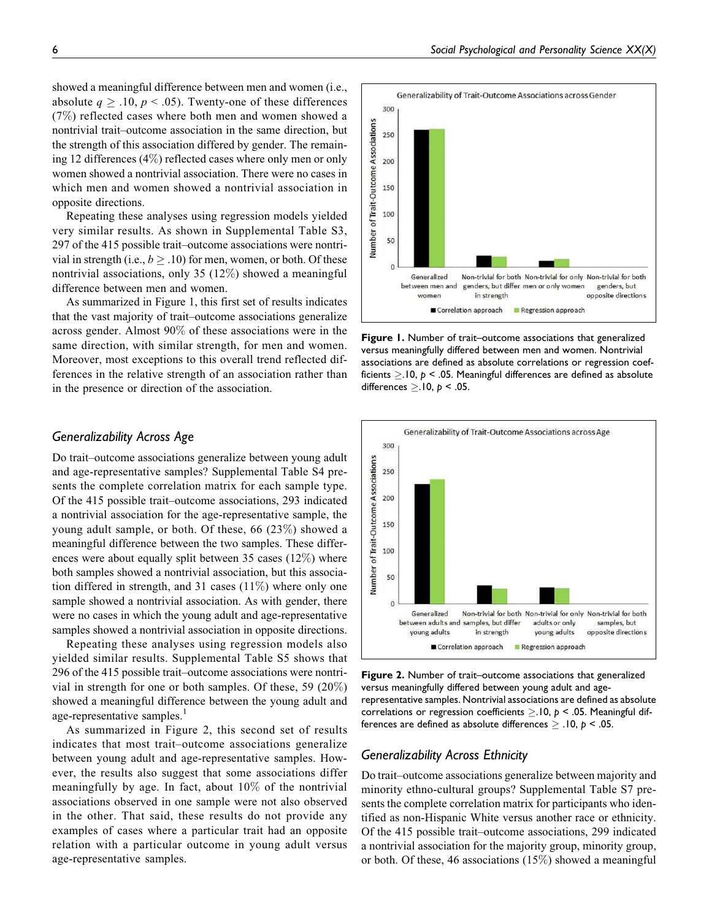showed a meaningful difference between men and women (i.e., absolute $q \geq .10$, $p < .05$). Twenty-one of these differences (7%) reflected cases where both men and women showed a nontrivial trait–outcome association in the same direction, but the strength of this association differed by gender. The remaining 12 differences (4%) reflected cases where only men or only women showed a nontrivial association. There were no cases in which men and women showed a nontrivial association in opposite directions.

Repeating these analyses using regression models yielded very similar results. As shown in Supplemental Table S3, 297 of the 415 possible trait–outcome associations were nontrivial in strength (i.e., $b \geq .10$) for men, women, or both. Of these nontrivial associations, only 35 (12%) showed a meaningful difference between men and women.

As summarized in Figure 1, this first set of results indicates that the vast majority of trait–outcome associations generalize across gender. Almost 90% of these associations were in the same direction, with similar strength, for men and women. Moreover, most exceptions to this overall trend reflected differences in the relative strength of an association rather than in the presence or direction of the association.

**Figure 1.** Number of trait–outcome associations that generalized versus meaningfully differed between men and women. Nontrivial associations are defined as absolute correlations or regression coefficients $\geq .10$, $p < .05$. Meaningful differences are defined as absolute differences $\geq .10$, $p < .05$.

## *Generalizability Across Age*

Do trait–outcome associations generalize between young adult and age-representative samples? Supplemental Table S4 presents the complete correlation matrix for each sample type. Of the 415 possible trait–outcome associations, 293 indicated a nontrivial association for the age-representative sample, the young adult sample, or both. Of these, 66 (23%) showed a meaningful difference between the two samples. These differences were about equally split between 35 cases (12%) where both samples showed a nontrivial association, but this association differed in strength, and 31 cases (11%) where only one sample showed a nontrivial association. As with gender, there were no cases in which the young adult and age-representative samples showed a nontrivial association in opposite directions.

Repeating these analyses using regression models also yielded similar results. Supplemental Table S5 shows that 296 of the 415 possible trait–outcome associations were nontrivial in strength for one or both samples. Of these, 59 (20%) showed a meaningful difference between the young adult and age-representative samples.[1]

As summarized in Figure 2, this second set of results indicates that most trait–outcome associations generalize between young adult and age-representative samples. However, the results also suggest that some associations differ meaningfully by age. In fact, about 10% of the nontrivial associations observed in one sample were not also observed in the other. That said, these results do not provide any examples of cases where a particular trait had an opposite relation with a particular outcome in young adult versus age-representative samples.

**Figure 2.** Number of trait–outcome associations that generalized versus meaningfully differed between young adult and age-representative samples. Nontrivial associations are defined as absolute correlations or regression coefficients $\geq .10$, $p < .05$. Meaningful differences are defined as absolute differences $\geq .10$, $p < .05$.

## *Generalizability Across Ethnicity*

Do trait–outcome associations generalize between majority and minority ethno-cultural groups? Supplemental Table S7 presents the complete correlation matrix for participants who identified as non-Hispanic White versus another race or ethnicity. Of the 415 possible trait–outcome associations, 299 indicated a nontrivial association for the majority group, minority group, or both. Of these, 46 associations (15%) showed a meaningful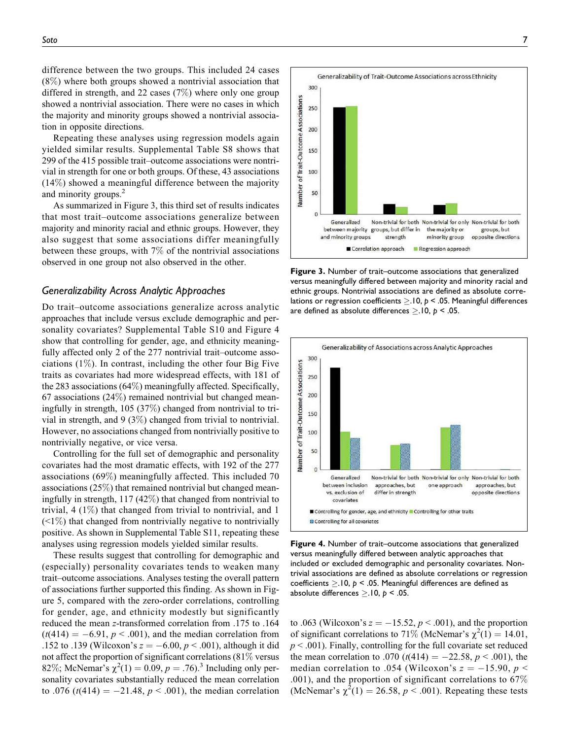difference between the two groups. This included 24 cases (8%) where both groups showed a nontrivial association that differed in strength, and 22 cases (7%) where only one group showed a nontrivial association. There were no cases in which the majority and minority groups showed a nontrivial association in opposite directions.

Repeating these analyses using regression models again yielded similar results. Supplemental Table S8 shows that 299 of the 415 possible trait–outcome associations were nontrivial in strength for one or both groups. Of these, 43 associations (14%) showed a meaningful difference between the majority and minority groups.[2]

As summarized in Figure 3, this third set of results indicates that most trait–outcome associations generalize between majority and minority racial and ethnic groups. However, they also suggest that some associations differ meaningfully between these groups, with 7% of the nontrivial associations observed in one group not also observed in the other.

Figure 3. Number of trait–outcome associations that generalized versus meaningfully differed between majority and minority racial and ethnic groups. Nontrivial associations are defined as absolute correlations or regression coefficients $\geq$.10, $p < .05$. Meaningful differences are defined as absolute differences $\geq$.10, $p < .05$.

## *Generalizability Across Analytic Approaches*

Do trait–outcome associations generalize across analytic approaches that include versus exclude demographic and personality covariates? Supplemental Table S10 and Figure 4 show that controlling for gender, age, and ethnicity meaningfully affected only 2 of the 277 nontrivial trait–outcome associations (1%). In contrast, including the other four Big Five traits as covariates had more widespread effects, with 181 of the 283 associations (64%) meaningfully affected. Specifically, 67 associations (24%) remained nontrivial but changed meaningfully in strength, 105 (37%) changed from nontrivial to trivial in strength, and 9 (3%) changed from trivial to nontrivial. However, no associations changed from nontrivially positive to nontrivially negative, or vice versa.

Controlling for the full set of demographic and personality covariates had the most dramatic effects, with 192 of the 277 associations (69%) meaningfully affected. This included 70 associations (25%) that remained nontrivial but changed meaningfully in strength, 117 (42%) that changed from nontrivial to trivial, 4 (1%) that changed from trivial to nontrivial, and 1 (<1%) that changed from nontrivially negative to nontrivially positive. As shown in Supplemental Table S11, repeating these analyses using regression models yielded similar results.

These results suggest that controlling for demographic and (especially) personality covariates tends to weaken many trait–outcome associations. Analyses testing the overall pattern of associations further supported this finding. As shown in Figure 5, compared with the zero-order correlations, controlling for gender, age, and ethnicity modestly but significantly reduced the mean $z$-transformed correlation from .175 to .164 ($t(414) = -6.91$, $p < .001$), and the median correlation from .152 to .139 (Wilcoxon's $z = -6.00$, $p < .001$), although it did not affect the proportion of significant correlations (81% versus 82%; McNemar's $\chi^2(1) = 0.09$, $p = .76$).[3] Including only personality covariates substantially reduced the mean correlation to .076 ($t(414) = -21.48$, $p < .001$), the median correlation to .063 (Wilcoxon's $z = -15.52$, $p < .001$), and the proportion of significant correlations to 71% (McNemar's $\chi^2(1) = 14.01$, $p < .001$). Finally, controlling for the full covariate set reduced the mean correlation to .070 ($t(414) = -22.58$, $p < .001$), the median correlation to .054 (Wilcoxon's $z = -15.90$, $p < .001$), and the proportion of significant correlations to 67% (McNemar's $\chi^2(1) = 26.58$, $p < .001$). Repeating these tests

Figure 4. Number of trait–outcome associations that generalized versus meaningfully differed between analytic approaches that included or excluded demographic and personality covariates. Nontrivial associations are defined as absolute correlations or regression coefficients $\geq$.10, $p < .05$. Meaningful differences are defined as absolute differences $\geq$.10, $p < .05$.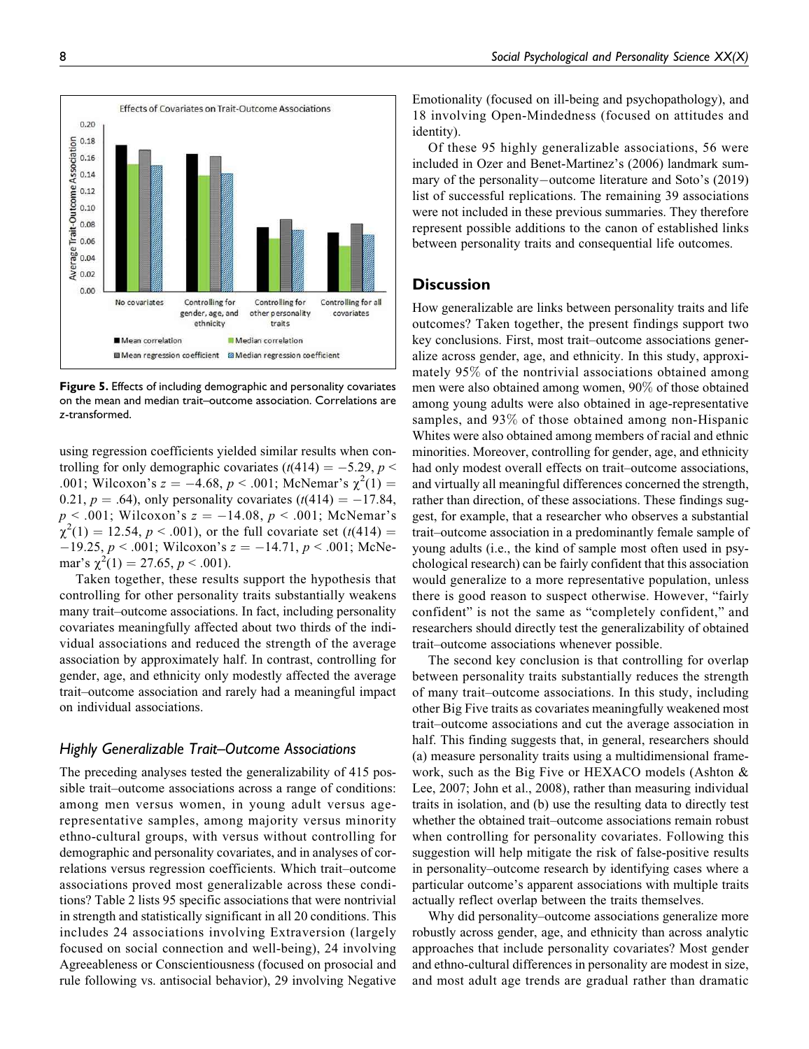Figure 5. Effects of including demographic and personality covariates on the mean and median trait–outcome association. Correlations are z-transformed.

using regression coefficients yielded similar results when controlling for only demographic covariates ($t(414) = -5.29$, $p < .001$; Wilcoxon's $z = -4.68$, $p < .001$; McNemar's $\chi^2(1) = 0.21$, $p = .64$), only personality covariates ($t(414) = -17.84$, $p < .001$; Wilcoxon's $z = -14.08$, $p < .001$; McNemar's $\chi^2(1) = 12.54$, $p < .001$), or the full covariate set ($t(414) = -19.25$, $p < .001$; Wilcoxon's $z = -14.71$, $p < .001$; McNemar's $\chi^2(1) = 27.65$, $p < .001$).

Taken together, these results support the hypothesis that controlling for other personality traits substantially weakens many trait–outcome associations. In fact, including personality covariates meaningfully affected about two thirds of the individual associations and reduced the strength of the average association by approximately half. In contrast, controlling for gender, age, and ethnicity only modestly affected the average trait–outcome association and rarely had a meaningful impact on individual associations.

### *Highly Generalizable Trait–Outcome Associations*

The preceding analyses tested the generalizability of 415 possible trait–outcome associations across a range of conditions: among men versus women, in young adult versus age-representative samples, among majority versus minority ethno-cultural groups, with versus without controlling for demographic and personality covariates, and in analyses of correlations versus regression coefficients. Which trait–outcome associations proved most generalizable across these conditions? Table 2 lists 95 specific associations that were nontrivial in strength and statistically significant in all 20 conditions. This includes 24 associations involving Extraversion (largely focused on social connection and well-being), 24 involving Agreeableness or Conscientiousness (focused on prosocial and rule following vs. antisocial behavior), 29 involving Negative Emotionality (focused on ill-being and psychopathology), and 18 involving Open-Mindedness (focused on attitudes and identity).

Of these 95 highly generalizable associations, 56 were included in Ozer and Benet-Martinez's (2006) landmark summary of the personality–outcome literature and Soto's (2019) list of successful replications. The remaining 39 associations were not included in these previous summaries. They therefore represent possible additions to the canon of established links between personality traits and consequential life outcomes.

## Discussion

How generalizable are links between personality traits and life outcomes? Taken together, the present findings support two key conclusions. First, most trait–outcome associations generalize across gender, age, and ethnicity. In this study, approximately 95% of the nontrivial associations obtained among men were also obtained among women, 90% of those obtained among young adults were also obtained in age-representative samples, and 93% of those obtained among non-Hispanic Whites were also obtained among members of racial and ethnic minorities. Moreover, controlling for gender, age, and ethnicity had only modest overall effects on trait–outcome associations, and virtually all meaningful differences concerned the strength, rather than direction, of these associations. These findings suggest, for example, that a researcher who observes a substantial trait–outcome association in a predominantly female sample of young adults (i.e., the kind of sample most often used in psychological research) can be fairly confident that this association would generalize to a more representative population, unless there is good reason to suspect otherwise. However, "fairly confident" is not the same as "completely confident," and researchers should directly test the generalizability of obtained trait–outcome associations whenever possible.

The second key conclusion is that controlling for overlap between personality traits substantially reduces the strength of many trait–outcome associations. In this study, including other Big Five traits as covariates meaningfully weakened most trait–outcome associations and cut the average association in half. This finding suggests that, in general, researchers should (a) measure personality traits using a multidimensional framework, such as the Big Five or HEXACO models (Ashton & Lee, 2007; John et al., 2008), rather than measuring individual traits in isolation, and (b) use the resulting data to directly test whether the obtained trait–outcome associations remain robust when controlling for personality covariates. Following this suggestion will help mitigate the risk of false-positive results in personality–outcome research by identifying cases where a particular outcome's apparent associations with multiple traits actually reflect overlap between the traits themselves.

Why did personality–outcome associations generalize more robustly across gender, age, and ethnicity than across analytic approaches that include personality covariates? Most gender and ethno-cultural differences in personality are modest in size, and most adult age trends are gradual rather than dramatic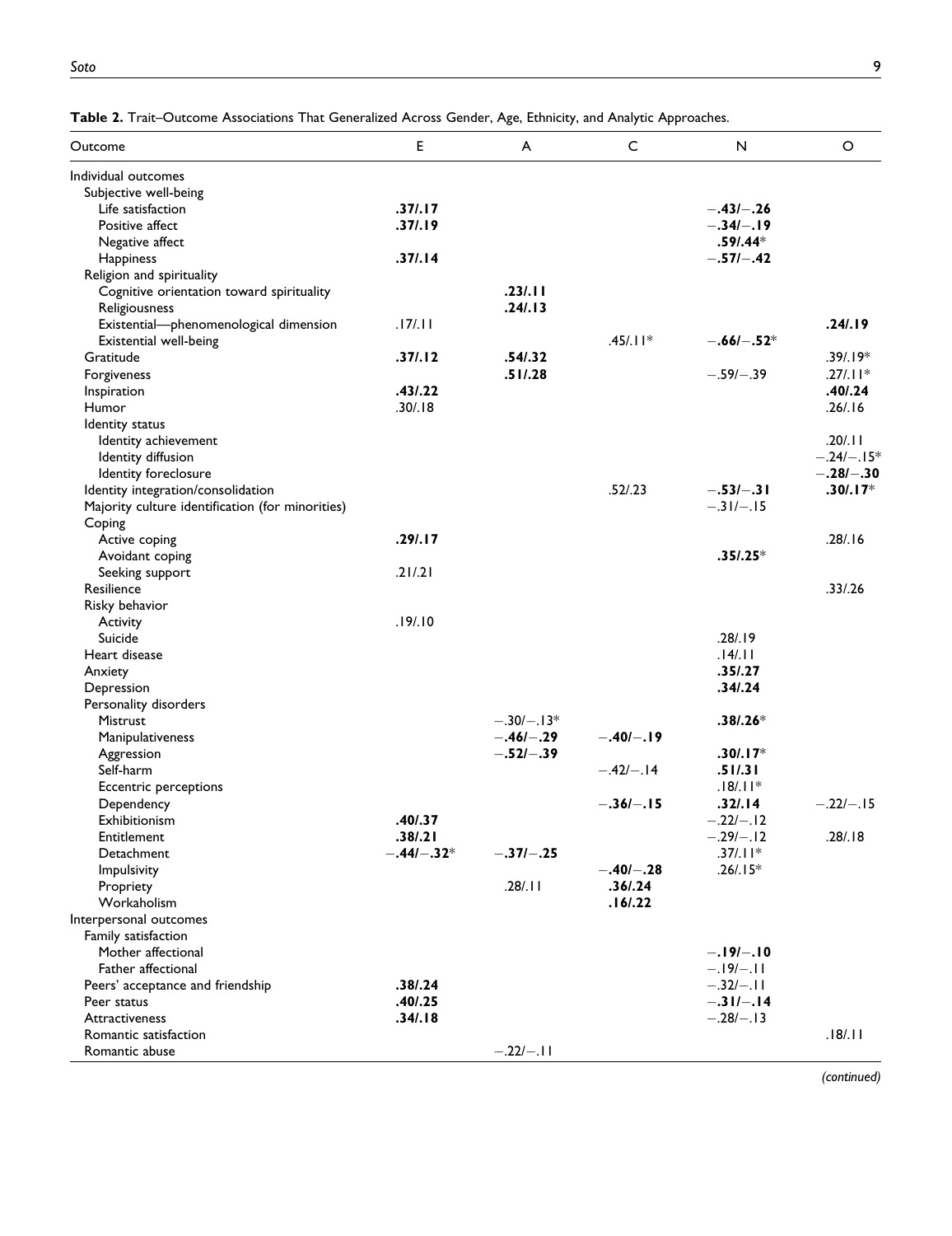**Table 2.** Trait–Outcome Associations That Generalized Across Gender, Age, Ethnicity, and Analytic Approaches.

| Outcome | E | A | C | N | O |
|---|---|---|---|---|---|
| Individual outcomes | | | | | |
| Subjective well-being | | | | | |
| Life satisfaction | **.37/.17** | | | **−.43/−.26** | |
| Positive affect | **.37/.19** | | | **−.34/−.19** | |
| Negative affect | | | | **.59/.44*** | |
| Happiness | **.37/.14** | | | **−.57/−.42** | |
| Religion and spirituality | | | | | |
| Cognitive orientation toward spirituality | | **.23/.11** | | | |
| Religiousness | | **.24/.13** | | | |
| Existential—phenomenological dimension | .17/.11 | | | | **.24/.19** |
| Existential well-being | | | .45/.11* | **−.66/−.52*** | |
| Gratitude | **.37/.12** | **.54/.32** | | | .39/.19* |
| Forgiveness | | **.51/.28** | | −.59/−.39 | .27/.11* |
| Inspiration | **.43/.22** | | | | **.40/.24** |
| Humor | .30/.18 | | | | .26/.16 |
| Identity status | | | | | |
| Identity achievement | | | | | .20/.11 |
| Identity diffusion | | | | | −.24/−.15* |
| Identity foreclosure | | | | | **−.28/−.30** |
| Identity integration/consolidation | | | .52/.23 | **−.53/−.31** | **.30/.17*** |
| Majority culture identification (for minorities) | | | | −.31/−.15 | |
| Coping | | | | | |
| Active coping | **.29/.17** | | | | .28/.16 |
| Avoidant coping | | | | **.35/.25*** | |
| Seeking support | .21/.21 | | | | |
| Resilience | | | | | .33/.26 |
| Risky behavior | | | | | |
| Activity | .19/.10 | | | | |
| Suicide | | | | .28/.19 | |
| Heart disease | | | | .14/.11 | |
| Anxiety | | | | **.35/.27** | |
| Depression | | | | **.34/.24** | |
| Personality disorders | | | | | |
| Mistrust | | −.30/−.13* | | **.38/.26*** | |
| Manipulativeness | | **−.46/−.29** | **−.40/−.19** | | |
| Aggression | | **−.52/−.39** | | **.30/.17*** | |
| Self-harm | | | −.42/−.14 | **.51/.31** | |
| Eccentric perceptions | | | | .18/.11* | |
| Dependency | | | **−.36/−.15** | **.32/.14** | −.22/−.15 |
| Exhibitionism | **.40/.37** | | | −.22/−.12 | |
| Entitlement | **.38/.21** | | | −.29/−.12 | .28/.18 |
| Detachment | **−.44/−.32*** | **−.37/−.25** | | .37/.11* | |
| Impulsivity | | | **−.40/−.28** | .26/.15* | |
| Propriety | | .28/.11 | **.36/.24** | | |
| Workaholism | | | **.16/.22** | | |
| Interpersonal outcomes | | | | | |
| Family satisfaction | | | | | |
| Mother affectional | | | | **−.19/−.10** | |
| Father affectional | | | | −.19/−.11 | |
| Peers' acceptance and friendship | **.38/.24** | | | −.32/−.11 | |
| Peer status | **.40/.25** | | | **−.31/−.14** | |
| Attractiveness | **.34/.18** | | | −.28/−.13 | |
| Romantic satisfaction | | | | | .18/.11 |
| Romantic abuse | | −.22/−.11 | | | |

*(continued)*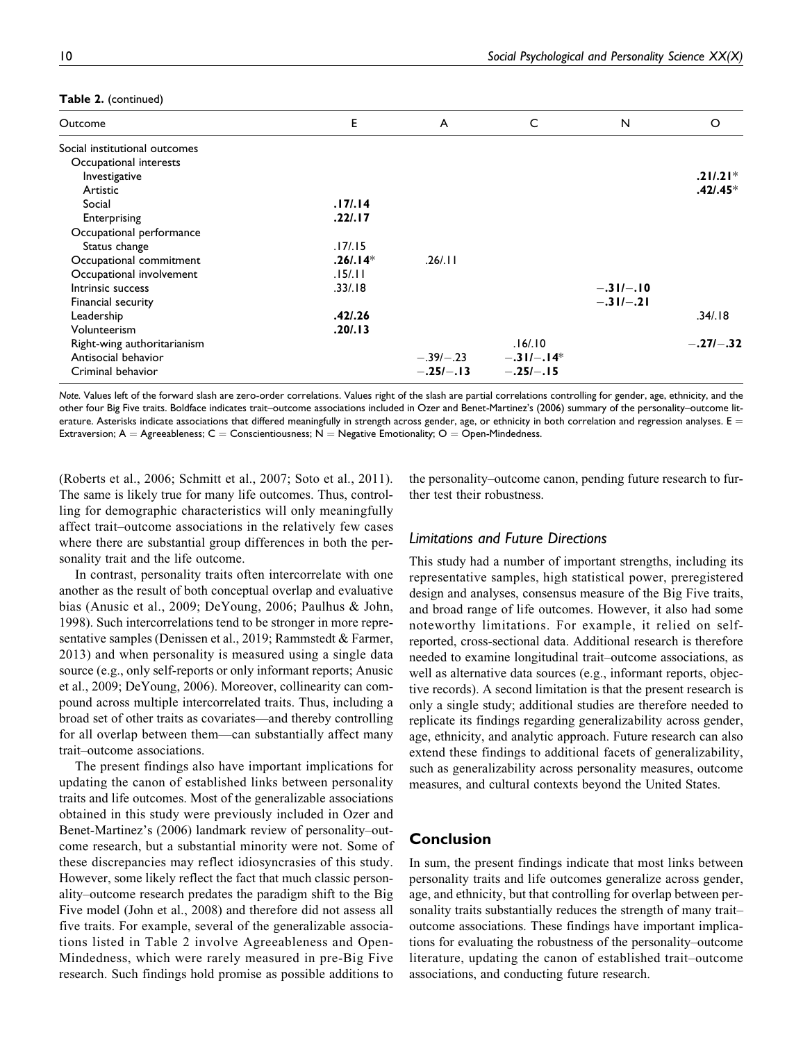**Table 2.** (continued)

| Outcome | E | A | C | N | O |
|---|---|---|---|---|---|
| Social institutional outcomes | | | | | |
| Occupational interests | | | | | |
| Investigative | | | | | **.21/.21*** |
| Artistic | | | | | **.42/.45*** |
| Social | **.17/.14** | | | | |
| Enterprising | **.22/.17** | | | | |
| Occupational performance | | | | | |
| Status change | .17/.15 | | | | |
| Occupational commitment | **.26/.14*** | .26/.11 | | | |
| Occupational involvement | .15/.11 | | | | |
| Intrinsic success | .33/.18 | | | **−.31/−.10** | |
| Financial security | | | | **−.31/−.21** | |
| Leadership | **.42/.26** | | | | .34/.18 |
| Volunteerism | **.20/.13** | | | | |
| Right-wing authoritarianism | | | .16/.10 | | **−.27/−.32** |
| Antisocial behavior | | −.39/−.23 | **−.31/−.14*** | | |
| Criminal behavior | | **−.25/−.13** | **−.25/−.15** | | |

*Note.* Values left of the forward slash are zero-order correlations. Values right of the slash are partial correlations controlling for gender, age, ethnicity, and the other four Big Five traits. Boldface indicates trait–outcome associations included in Ozer and Benet-Martinez's (2006) summary of the personality–outcome literature. Asterisks indicate associations that differed meaningfully in strength across gender, age, or ethnicity in both correlation and regression analyses. E = Extraversion; A = Agreeableness; C = Conscientiousness; N = Negative Emotionality; O = Open-Mindedness.

(Roberts et al., 2006; Schmitt et al., 2007; Soto et al., 2011). The same is likely true for many life outcomes. Thus, controlling for demographic characteristics will only meaningfully affect trait–outcome associations in the relatively few cases where there are substantial group differences in both the personality trait and the life outcome.

In contrast, personality traits often intercorrelate with one another as the result of both conceptual overlap and evaluative bias (Anusic et al., 2009; DeYoung, 2006; Paulhus & John, 1998). Such intercorrelations tend to be stronger in more representative samples (Denissen et al., 2019; Rammstedt & Farmer, 2013) and when personality is measured using a single data source (e.g., only self-reports or only informant reports; Anusic et al., 2009; DeYoung, 2006). Moreover, collinearity can compound across multiple intercorrelated traits. Thus, including a broad set of other traits as covariates—and thereby controlling for all overlap between them—can substantially affect many trait–outcome associations.

The present findings also have important implications for updating the canon of established links between personality traits and life outcomes. Most of the generalizable associations obtained in this study were previously included in Ozer and Benet-Martinez's (2006) landmark review of personality–outcome research, but a substantial minority were not. Some of these discrepancies may reflect idiosyncrasies of this study. However, some likely reflect the fact that much classic personality–outcome research predates the paradigm shift to the Big Five model (John et al., 2008) and therefore did not assess all five traits. For example, several of the generalizable associations listed in Table 2 involve Agreeableness and Open-Mindedness, which were rarely measured in pre-Big Five research. Such findings hold promise as possible additions to the personality–outcome canon, pending future research to further test their robustness.

### Limitations and Future Directions

This study had a number of important strengths, including its representative samples, high statistical power, preregistered design and analyses, consensus measure of the Big Five traits, and broad range of life outcomes. However, it also had some noteworthy limitations. For example, it relied on self-reported, cross-sectional data. Additional research is therefore needed to examine longitudinal trait–outcome associations, as well as alternative data sources (e.g., informant reports, objective records). A second limitation is that the present research is only a single study; additional studies are therefore needed to replicate its findings regarding generalizability across gender, age, ethnicity, and analytic approach. Future research can also extend these findings to additional facets of generalizability, such as generalizability across personality measures, outcome measures, and cultural contexts beyond the United States.

## Conclusion

In sum, the present findings indicate that most links between personality traits and life outcomes generalize across gender, age, and ethnicity, but that controlling for overlap between personality traits substantially reduces the strength of many trait–outcome associations. These findings have important implications for evaluating the robustness of the personality–outcome literature, updating the canon of established trait–outcome associations, and conducting future research.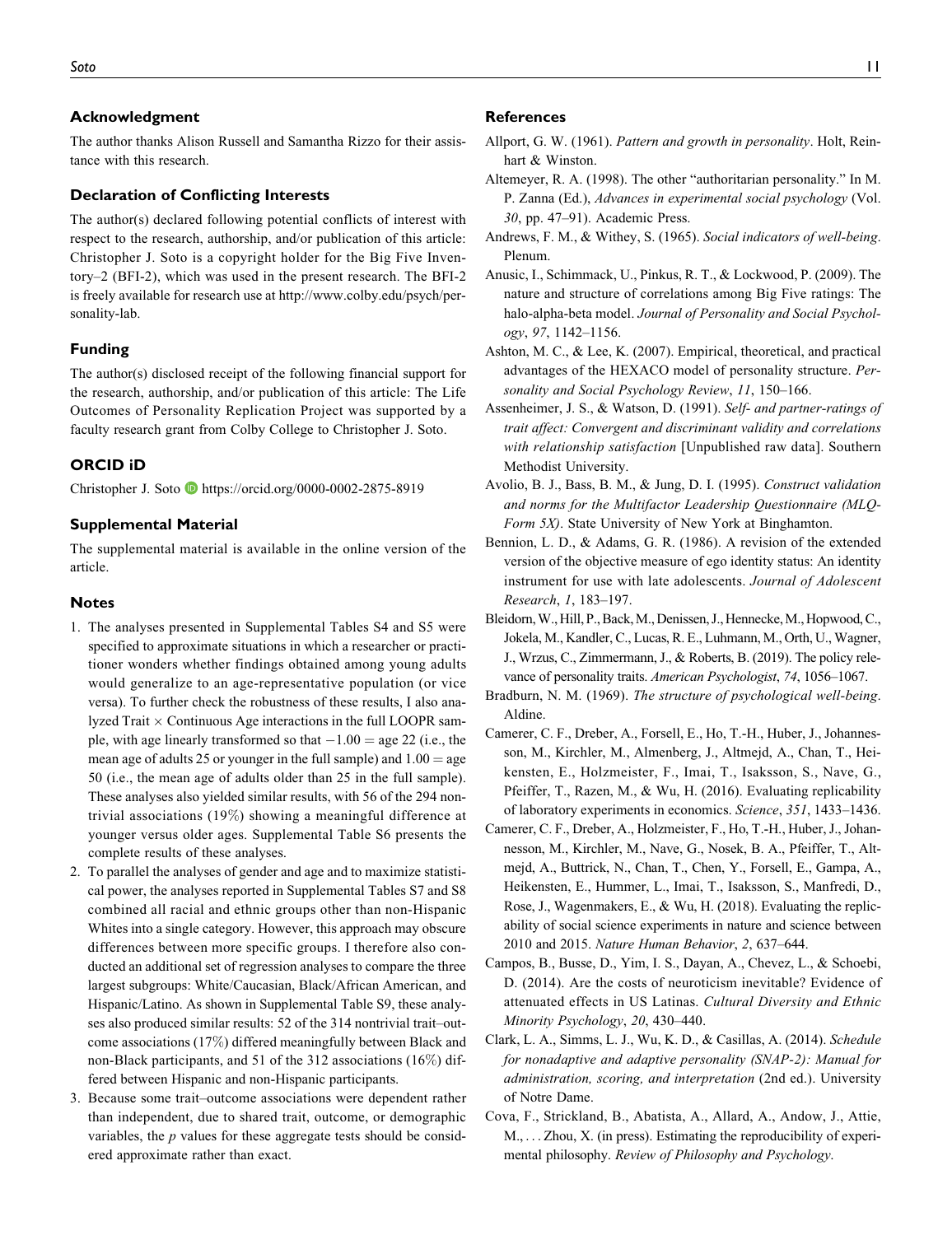## Acknowledgment

The author thanks Alison Russell and Samantha Rizzo for their assistance with this research.

### Declaration of Conflicting Interests

The author(s) declared following potential conflicts of interest with respect to the research, authorship, and/or publication of this article: Christopher J. Soto is a copyright holder for the Big Five Inventory–2 (BFI-2), which was used in the present research. The BFI-2 is freely available for research use at http://www.colby.edu/psych/personality-lab.

### Funding

The author(s) disclosed receipt of the following financial support for the research, authorship, and/or publication of this article: The Life Outcomes of Personality Replication Project was supported by a faculty research grant from Colby College to Christopher J. Soto.

### ORCID iD

Christopher J. Soto https://orcid.org/0000-0002-2875-8919

### Supplemental Material

The supplemental material is available in the online version of the article.

### Notes

1. The analyses presented in Supplemental Tables S4 and S5 were specified to approximate situations in which a researcher or practitioner wonders whether findings obtained among young adults would generalize to an age-representative population (or vice versa). To further check the robustness of these results, I also analyzed Trait × Continuous Age interactions in the full LOOPR sample, with age linearly transformed so that $-1.00$ = age 22 (i.e., the mean age of adults 25 or younger in the full sample) and $1.00$ = age 50 (i.e., the mean age of adults older than 25 in the full sample). These analyses also yielded similar results, with 56 of the 294 nontrivial associations (19%) showing a meaningful difference at younger versus older ages. Supplemental Table S6 presents the complete results of these analyses.
2. To parallel the analyses of gender and age and to maximize statistical power, the analyses reported in Supplemental Tables S7 and S8 combined all racial and ethnic groups other than non-Hispanic Whites into a single category. However, this approach may obscure differences between more specific groups. I therefore also conducted an additional set of regression analyses to compare the three largest subgroups: White/Caucasian, Black/African American, and Hispanic/Latino. As shown in Supplemental Table S9, these analyses also produced similar results: 52 of the 314 nontrivial trait–outcome associations (17%) differed meaningfully between Black and non-Black participants, and 51 of the 312 associations (16%) differed between Hispanic and non-Hispanic participants.
3. Because some trait–outcome associations were dependent rather than independent, due to shared trait, outcome, or demographic variables, the $p$ values for these aggregate tests should be considered approximate rather than exact.

### References

Allport, G. W. (1961). *Pattern and growth in personality*. Holt, Reinhart & Winston.

Altemeyer, R. A. (1998). The other "authoritarian personality." In M. P. Zanna (Ed.), *Advances in experimental social psychology* (Vol. *30*, pp. 47–91). Academic Press.

Andrews, F. M., & Withey, S. (1965). *Social indicators of well-being*. Plenum.

Anusic, I., Schimmack, U., Pinkus, R. T., & Lockwood, P. (2009). The nature and structure of correlations among Big Five ratings: The halo-alpha-beta model. *Journal of Personality and Social Psychology*, *97*, 1142–1156.

Ashton, M. C., & Lee, K. (2007). Empirical, theoretical, and practical advantages of the HEXACO model of personality structure. *Personality and Social Psychology Review*, *11*, 150–166.

Assenheimer, J. S., & Watson, D. (1991). *Self- and partner-ratings of trait affect: Convergent and discriminant validity and correlations with relationship satisfaction* [Unpublished raw data]. Southern Methodist University.

Avolio, B. J., Bass, B. M., & Jung, D. I. (1995). *Construct validation and norms for the Multifactor Leadership Questionnaire (MLQ-Form 5X)*. State University of New York at Binghamton.

Bennion, L. D., & Adams, G. R. (1986). A revision of the extended version of the objective measure of ego identity status: An identity instrument for use with late adolescents. *Journal of Adolescent Research*, *1*, 183–197.

Bleidorn, W., Hill, P., Back, M., Denissen, J., Hennecke, M., Hopwood, C., Jokela, M., Kandler, C., Lucas, R. E., Luhmann, M., Orth, U., Wagner, J., Wrzus, C., Zimmermann, J., & Roberts, B. (2019). The policy relevance of personality traits. *American Psychologist*, *74*, 1056–1067.

Bradburn, N. M. (1969). *The structure of psychological well-being*. Aldine.

Camerer, C. F., Dreber, A., Forsell, E., Ho, T.-H., Huber, J., Johannesson, M., Kirchler, M., Almenberg, J., Altmejd, A., Chan, T., Heikensten, E., Holzmeister, F., Imai, T., Isaksson, S., Nave, G., Pfeiffer, T., Razen, M., & Wu, H. (2016). Evaluating replicability of laboratory experiments in economics. *Science*, *351*, 1433–1436.

Camerer, C. F., Dreber, A., Holzmeister, F., Ho, T.-H., Huber, J., Johannesson, M., Kirchler, M., Nave, G., Nosek, B. A., Pfeiffer, T., Altmejd, A., Buttrick, N., Chan, T., Chen, Y., Forsell, E., Gampa, A., Heikensten, E., Hummer, L., Imai, T., Isaksson, S., Manfredi, D., Rose, J., Wagenmakers, E., & Wu, H. (2018). Evaluating the replicability of social science experiments in nature and science between 2010 and 2015. *Nature Human Behavior*, *2*, 637–644.

Campos, B., Busse, D., Yim, I. S., Dayan, A., Chevez, L., & Schoebi, D. (2014). Are the costs of neuroticism inevitable? Evidence of attenuated effects in US Latinas. *Cultural Diversity and Ethnic Minority Psychology*, *20*, 430–440.

Clark, L. A., Simms, L. J., Wu, K. D., & Casillas, A. (2014). *Schedule for nonadaptive and adaptive personality (SNAP-2): Manual for administration, scoring, and interpretation* (2nd ed.). University of Notre Dame.

Cova, F., Strickland, B., Abatista, A., Allard, A., Andow, J., Attie, M., . . . Zhou, X. (in press). Estimating the reproducibility of experimental philosophy. *Review of Philosophy and Psychology*.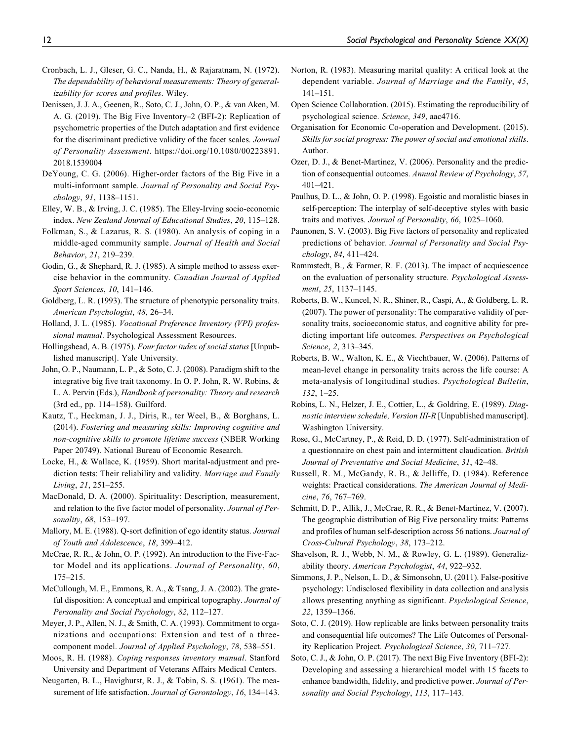Cronbach, L. J., Gleser, G. C., Nanda, H., & Rajaratnam, N. (1972). *The dependability of behavioral measurements: Theory of generalizability for scores and profiles*. Wiley.

Denissen, J. J. A., Geenen, R., Soto, C. J., John, O. P., & van Aken, M. A. G. (2019). The Big Five Inventory–2 (BFI-2): Replication of psychometric properties of the Dutch adaptation and first evidence for the discriminant predictive validity of the facet scales. *Journal of Personality Assessment*. https://doi.org/10.1080/00223891.2018.1539004

DeYoung, C. G. (2006). Higher-order factors of the Big Five in a multi-informant sample. *Journal of Personality and Social Psychology*, *91*, 1138–1151.

Elley, W. B., & Irving, J. C. (1985). The Elley-Irving socio-economic index. *New Zealand Journal of Educational Studies*, *20*, 115–128.

Folkman, S., & Lazarus, R. S. (1980). An analysis of coping in a middle-aged community sample. *Journal of Health and Social Behavior*, *21*, 219–239.

Godin, G., & Shephard, R. J. (1985). A simple method to assess exercise behavior in the community. *Canadian Journal of Applied Sport Sciences*, *10*, 141–146.

Goldberg, L. R. (1993). The structure of phenotypic personality traits. *American Psychologist*, *48*, 26–34.

Holland, J. L. (1985). *Vocational Preference Inventory (VPI) professional manual*. Psychological Assessment Resources.

Hollingshead, A. B. (1975). *Four factor index of social status* [Unpublished manuscript]. Yale University.

John, O. P., Naumann, L. P., & Soto, C. J. (2008). Paradigm shift to the integrative big five trait taxonomy. In O. P. John, R. W. Robins, & L. A. Pervin (Eds.), *Handbook of personality: Theory and research* (3rd ed., pp. 114–158). Guilford.

Kautz, T., Heckman, J. J., Diris, R., ter Weel, B., & Borghans, L. (2014). *Fostering and measuring skills: Improving cognitive and non-cognitive skills to promote lifetime success* (NBER Working Paper 20749). National Bureau of Economic Research.

Locke, H., & Wallace, K. (1959). Short marital-adjustment and prediction tests: Their reliability and validity. *Marriage and Family Living*, *21*, 251–255.

MacDonald, D. A. (2000). Spirituality: Description, measurement, and relation to the five factor model of personality. *Journal of Personality*, *68*, 153–197.

Mallory, M. E. (1988). Q-sort definition of ego identity status. *Journal of Youth and Adolescence*, *18*, 399–412.

McCrae, R. R., & John, O. P. (1992). An introduction to the Five-Factor Model and its applications. *Journal of Personality*, *60*, 175–215.

McCullough, M. E., Emmons, R. A., & Tsang, J. A. (2002). The grateful disposition: A conceptual and empirical topography. *Journal of Personality and Social Psychology*, *82*, 112–127.

Meyer, J. P., Allen, N. J., & Smith, C. A. (1993). Commitment to organizations and occupations: Extension and test of a three-component model. *Journal of Applied Psychology*, *78*, 538–551.

Moos, R. H. (1988). *Coping responses inventory manual*. Stanford University and Department of Veterans Affairs Medical Centers.

Neugarten, B. L., Havighurst, R. J., & Tobin, S. S. (1961). The measurement of life satisfaction. *Journal of Gerontology*, *16*, 134–143.

Norton, R. (1983). Measuring marital quality: A critical look at the dependent variable. *Journal of Marriage and the Family*, *45*, 141–151.

Open Science Collaboration. (2015). Estimating the reproducibility of psychological science. *Science*, *349*, aac4716.

Organisation for Economic Co-operation and Development. (2015). *Skills for social progress: The power of social and emotional skills*. Author.

Ozer, D. J., & Benet-Martinez, V. (2006). Personality and the prediction of consequential outcomes. *Annual Review of Psychology*, *57*, 401–421.

Paulhus, D. L., & John, O. P. (1998). Egoistic and moralistic biases in self-perception: The interplay of self-deceptive styles with basic traits and motives. *Journal of Personality*, *66*, 1025–1060.

Paunonen, S. V. (2003). Big Five factors of personality and replicated predictions of behavior. *Journal of Personality and Social Psychology*, *84*, 411–424.

Rammstedt, B., & Farmer, R. F. (2013). The impact of acquiescence on the evaluation of personality structure. *Psychological Assessment*, *25*, 1137–1145.

Roberts, B. W., Kuncel, N. R., Shiner, R., Caspi, A., & Goldberg, L. R. (2007). The power of personality: The comparative validity of personality traits, socioeconomic status, and cognitive ability for predicting important life outcomes. *Perspectives on Psychological Science*, *2*, 313–345.

Roberts, B. W., Walton, K. E., & Viechtbauer, W. (2006). Patterns of mean-level change in personality traits across the life course: A meta-analysis of longitudinal studies. *Psychological Bulletin*, *132*, 1–25.

Robins, L. N., Helzer, J. E., Cottier, L., & Goldring, E. (1989). *Diagnostic interview schedule, Version III-R* [Unpublished manuscript]. Washington University.

Rose, G., McCartney, P., & Reid, D. D. (1977). Self-administration of a questionnaire on chest pain and intermittent claudication. *British Journal of Preventative and Social Medicine*, *31*, 42–48.

Russell, R. M., McGandy, R. B., & Jelliffe, D. (1984). Reference weights: Practical considerations. *The American Journal of Medicine*, *76*, 767–769.

Schmitt, D. P., Allik, J., McCrae, R. R., & Benet-Martínez, V. (2007). The geographic distribution of Big Five personality traits: Patterns and profiles of human self-description across 56 nations. *Journal of Cross-Cultural Psychology*, *38*, 173–212.

Shavelson, R. J., Webb, N. M., & Rowley, G. L. (1989). Generalizability theory. *American Psychologist*, *44*, 922–932.

Simmons, J. P., Nelson, L. D., & Simonsohn, U. (2011). False-positive psychology: Undisclosed flexibility in data collection and analysis allows presenting anything as significant. *Psychological Science*, *22*, 1359–1366.

Soto, C. J. (2019). How replicable are links between personality traits and consequential life outcomes? The Life Outcomes of Personality Replication Project. *Psychological Science*, *30*, 711–727.

Soto, C. J., & John, O. P. (2017). The next Big Five Inventory (BFI-2): Developing and assessing a hierarchical model with 15 facets to enhance bandwidth, fidelity, and predictive power. *Journal of Personality and Social Psychology*, *113*, 117–143.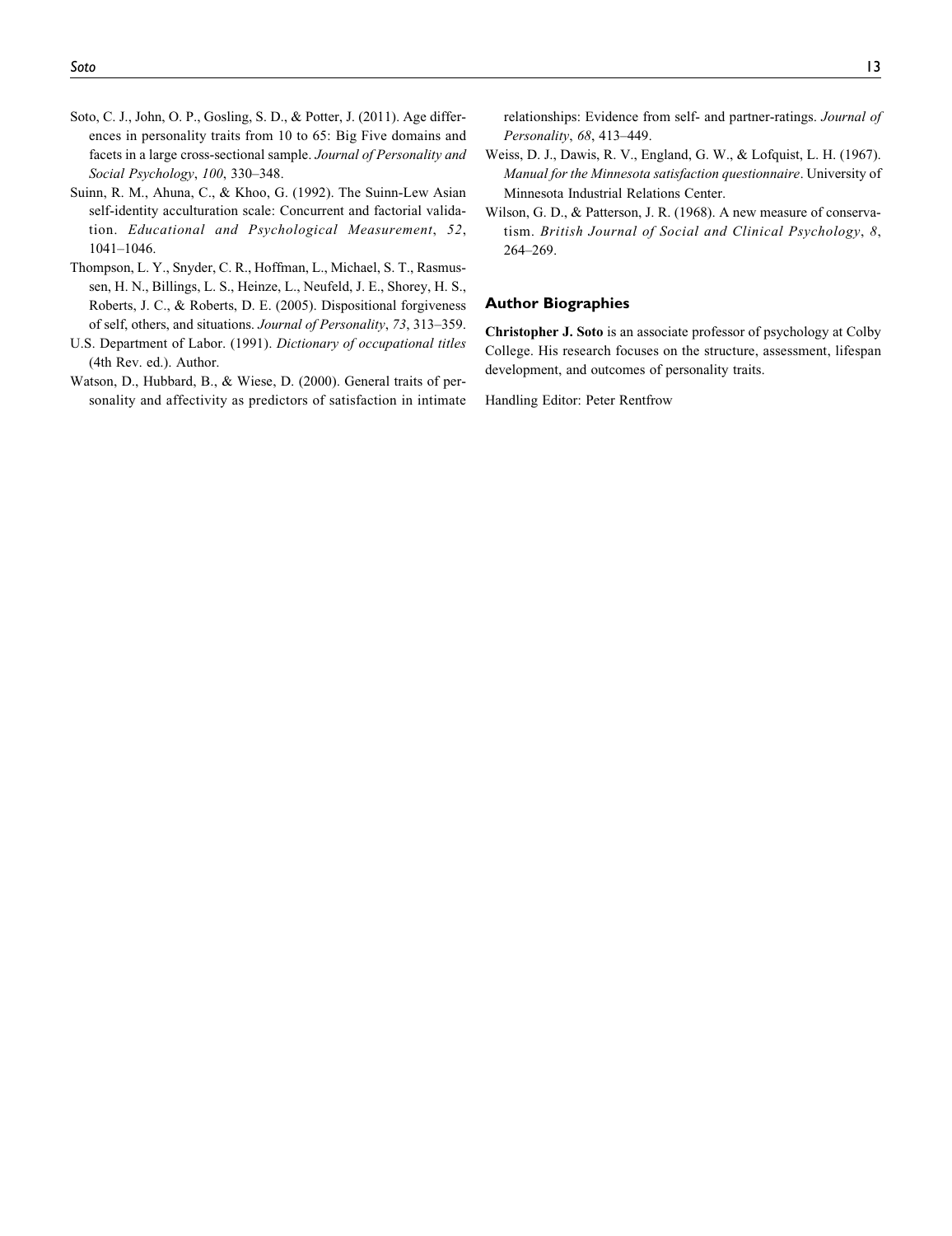Soto, C. J., John, O. P., Gosling, S. D., & Potter, J. (2011). Age differences in personality traits from 10 to 65: Big Five domains and facets in a large cross-sectional sample. *Journal of Personality and Social Psychology*, *100*, 330–348.

Suinn, R. M., Ahuna, C., & Khoo, G. (1992). The Suinn-Lew Asian self-identity acculturation scale: Concurrent and factorial validation. *Educational and Psychological Measurement*, *52*, 1041–1046.

Thompson, L. Y., Snyder, C. R., Hoffman, L., Michael, S. T., Rasmussen, H. N., Billings, L. S., Heinze, L., Neufeld, J. E., Shorey, H. S., Roberts, J. C., & Roberts, D. E. (2005). Dispositional forgiveness of self, others, and situations. *Journal of Personality*, *73*, 313–359.

U.S. Department of Labor. (1991). *Dictionary of occupational titles* (4th Rev. ed.). Author.

Watson, D., Hubbard, B., & Wiese, D. (2000). General traits of personality and affectivity as predictors of satisfaction in intimate relationships: Evidence from self- and partner-ratings. *Journal of Personality*, *68*, 413–449.

Weiss, D. J., Dawis, R. V., England, G. W., & Lofquist, L. H. (1967). *Manual for the Minnesota satisfaction questionnaire*. University of Minnesota Industrial Relations Center.

Wilson, G. D., & Patterson, J. R. (1968). A new measure of conservatism. *British Journal of Social and Clinical Psychology*, *8*, 264–269.

## Author Biographies

**Christopher J. Soto** is an associate professor of psychology at Colby College. His research focuses on the structure, assessment, lifespan development, and outcomes of personality traits.

Handling Editor: Peter Rentfrow